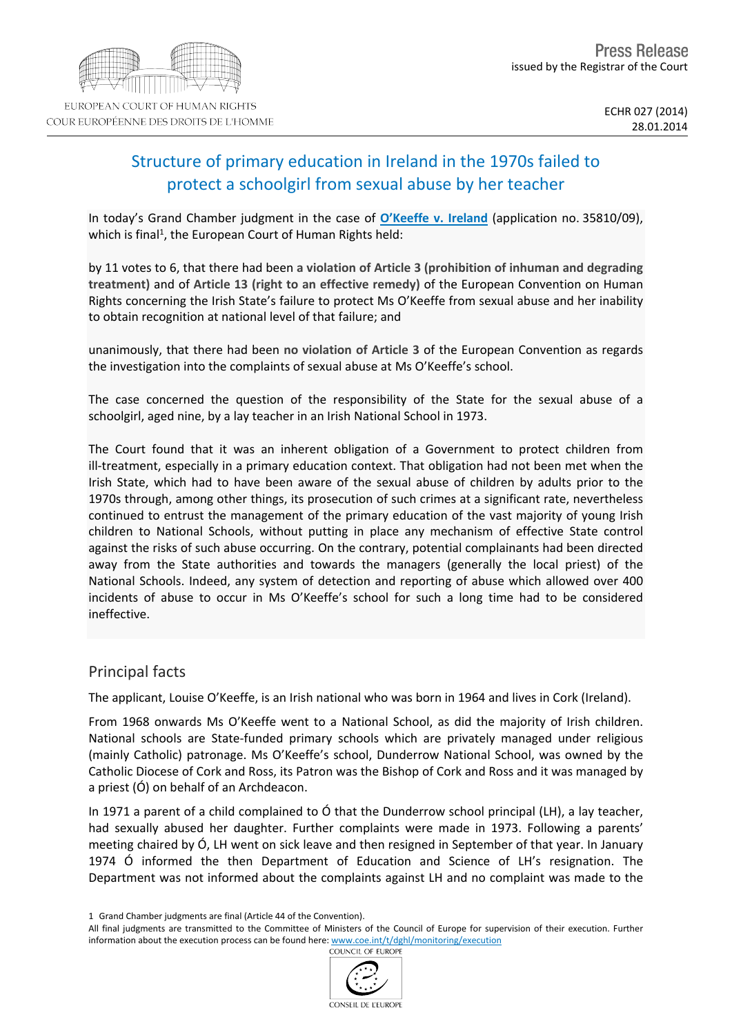EUROPEAN COURT OF HUMAN RIGHTS
COUR EUROPÉENNE DES DROITS DE L'HOMME

Press Release
issued by the Registrar of the Court

ECHR 027 (2014)
28.01.2014

# Structure of primary education in Ireland in the 1970s failed to protect a schoolgirl from sexual abuse by her teacher

In today's Grand Chamber judgment in the case of **O'Keeffe v. Ireland** (application no. 35810/09), which is final[1], the European Court of Human Rights held:

by 11 votes to 6, that there had been **a violation of Article 3 (prohibition of inhuman and degrading treatment)** and of **Article 13 (right to an effective remedy)** of the European Convention on Human Rights concerning the Irish State's failure to protect Ms O'Keeffe from sexual abuse and her inability to obtain recognition at national level of that failure; and

unanimously, that there had been **no violation of Article 3** of the European Convention as regards the investigation into the complaints of sexual abuse at Ms O'Keeffe's school.

The case concerned the question of the responsibility of the State for the sexual abuse of a schoolgirl, aged nine, by a lay teacher in an Irish National School in 1973.

The Court found that it was an inherent obligation of a Government to protect children from ill-treatment, especially in a primary education context. That obligation had not been met when the Irish State, which had to have been aware of the sexual abuse of children by adults prior to the 1970s through, among other things, its prosecution of such crimes at a significant rate, nevertheless continued to entrust the management of the primary education of the vast majority of young Irish children to National Schools, without putting in place any mechanism of effective State control against the risks of such abuse occurring. On the contrary, potential complainants had been directed away from the State authorities and towards the managers (generally the local priest) of the National Schools. Indeed, any system of detection and reporting of abuse which allowed over 400 incidents of abuse to occur in Ms O'Keeffe's school for such a long time had to be considered ineffective.

## Principal facts

The applicant, Louise O'Keeffe, is an Irish national who was born in 1964 and lives in Cork (Ireland).

From 1968 onwards Ms O'Keeffe went to a National School, as did the majority of Irish children. National schools are State-funded primary schools which are privately managed under religious (mainly Catholic) patronage. Ms O'Keeffe's school, Dunderrow National School, was owned by the Catholic Diocese of Cork and Ross, its Patron was the Bishop of Cork and Ross and it was managed by a priest (Ó) on behalf of an Archdeacon.

In 1971 a parent of a child complained to Ó that the Dunderrow school principal (LH), a lay teacher, had sexually abused her daughter. Further complaints were made in 1973. Following a parents' meeting chaired by Ó, LH went on sick leave and then resigned in September of that year. In January 1974 Ó informed the then Department of Education and Science of LH's resignation. The Department was not informed about the complaints against LH and no complaint was made to the

1 Grand Chamber judgments are final (Article 44 of the Convention).

All final judgments are transmitted to the Committee of Ministers of the Council of Europe for supervision of their execution. Further information about the execution process can be found here: www.coe.int/t/dghl/monitoring/execution

COUNCIL OF EUROPE
CONSEIL DE L'EUROPE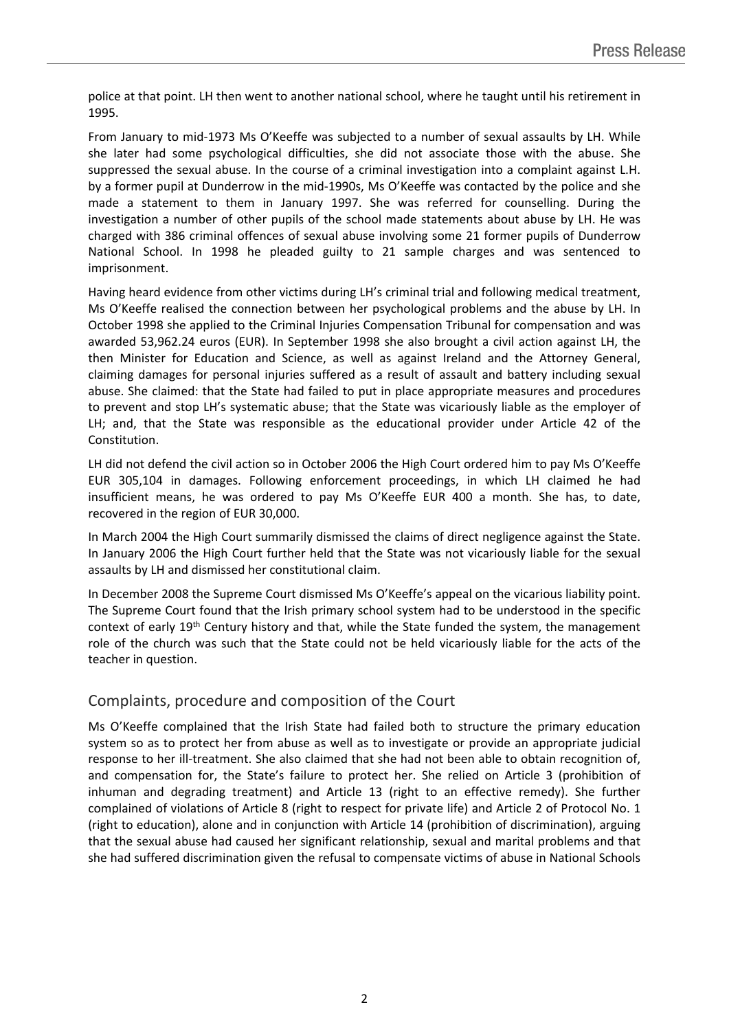police at that point. LH then went to another national school, where he taught until his retirement in 1995.

From January to mid-1973 Ms O'Keeffe was subjected to a number of sexual assaults by LH. While she later had some psychological difficulties, she did not associate those with the abuse. She suppressed the sexual abuse. In the course of a criminal investigation into a complaint against L.H. by a former pupil at Dunderrow in the mid-1990s, Ms O'Keeffe was contacted by the police and she made a statement to them in January 1997. She was referred for counselling. During the investigation a number of other pupils of the school made statements about abuse by LH. He was charged with 386 criminal offences of sexual abuse involving some 21 former pupils of Dunderrow National School. In 1998 he pleaded guilty to 21 sample charges and was sentenced to imprisonment.

Having heard evidence from other victims during LH's criminal trial and following medical treatment, Ms O'Keeffe realised the connection between her psychological problems and the abuse by LH. In October 1998 she applied to the Criminal Injuries Compensation Tribunal for compensation and was awarded 53,962.24 euros (EUR). In September 1998 she also brought a civil action against LH, the then Minister for Education and Science, as well as against Ireland and the Attorney General, claiming damages for personal injuries suffered as a result of assault and battery including sexual abuse. She claimed: that the State had failed to put in place appropriate measures and procedures to prevent and stop LH's systematic abuse; that the State was vicariously liable as the employer of LH; and, that the State was responsible as the educational provider under Article 42 of the Constitution.

LH did not defend the civil action so in October 2006 the High Court ordered him to pay Ms O'Keeffe EUR 305,104 in damages. Following enforcement proceedings, in which LH claimed he had insufficient means, he was ordered to pay Ms O'Keeffe EUR 400 a month. She has, to date, recovered in the region of EUR 30,000.

In March 2004 the High Court summarily dismissed the claims of direct negligence against the State. In January 2006 the High Court further held that the State was not vicariously liable for the sexual assaults by LH and dismissed her constitutional claim.

In December 2008 the Supreme Court dismissed Ms O'Keeffe's appeal on the vicarious liability point. The Supreme Court found that the Irish primary school system had to be understood in the specific context of early 19th Century history and that, while the State funded the system, the management role of the church was such that the State could not be held vicariously liable for the acts of the teacher in question.

## Complaints, procedure and composition of the Court

Ms O'Keeffe complained that the Irish State had failed both to structure the primary education system so as to protect her from abuse as well as to investigate or provide an appropriate judicial response to her ill-treatment. She also claimed that she had not been able to obtain recognition of, and compensation for, the State's failure to protect her. She relied on Article 3 (prohibition of inhuman and degrading treatment) and Article 13 (right to an effective remedy). She further complained of violations of Article 8 (right to respect for private life) and Article 2 of Protocol No. 1 (right to education), alone and in conjunction with Article 14 (prohibition of discrimination), arguing that the sexual abuse had caused her significant relationship, sexual and marital problems and that she had suffered discrimination given the refusal to compensate victims of abuse in National Schools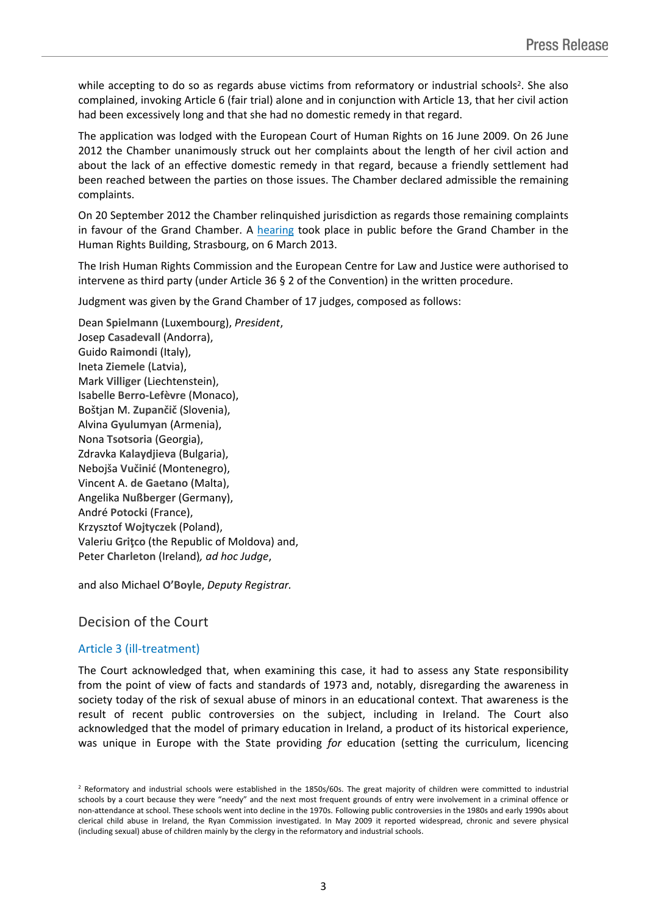while accepting to do so as regards abuse victims from reformatory or industrial schools[2]. She also complained, invoking Article 6 (fair trial) alone and in conjunction with Article 13, that her civil action had been excessively long and that she had no domestic remedy in that regard.

The application was lodged with the European Court of Human Rights on 16 June 2009. On 26 June 2012 the Chamber unanimously struck out her complaints about the length of her civil action and about the lack of an effective domestic remedy in that regard, because a friendly settlement had been reached between the parties on those issues. The Chamber declared admissible the remaining complaints.

On 20 September 2012 the Chamber relinquished jurisdiction as regards those remaining complaints in favour of the Grand Chamber. A hearing took place in public before the Grand Chamber in the Human Rights Building, Strasbourg, on 6 March 2013.

The Irish Human Rights Commission and the European Centre for Law and Justice were authorised to intervene as third party (under Article 36 § 2 of the Convention) in the written procedure.

Judgment was given by the Grand Chamber of 17 judges, composed as follows:

Dean **Spielmann** (Luxembourg), *President*,
Josep **Casadevall** (Andorra),
Guido **Raimondi** (Italy),
Ineta **Ziemele** (Latvia),
Mark **Villiger** (Liechtenstein),
Isabelle **Berro-Lefèvre** (Monaco),
Boštjan M. **Zupančič** (Slovenia),
Alvina **Gyulumyan** (Armenia),
Nona **Tsotsoria** (Georgia),
Zdravka **Kalaydjieva** (Bulgaria),
Nebojša **Vučinić** (Montenegro),
Vincent A. **de Gaetano** (Malta),
Angelika **Nußberger** (Germany),
André **Potocki** (France),
Krzysztof **Wojtyczek** (Poland),
Valeriu **Griţco** (the Republic of Moldova) and,
Peter **Charleton** (Ireland), *ad hoc Judge*,

and also Michael **O'Boyle**, *Deputy Registrar.*

## Decision of the Court

### Article 3 (ill-treatment)

The Court acknowledged that, when examining this case, it had to assess any State responsibility from the point of view of facts and standards of 1973 and, notably, disregarding the awareness in society today of the risk of sexual abuse of minors in an educational context. That awareness is the result of recent public controversies on the subject, including in Ireland. The Court also acknowledged that the model of primary education in Ireland, a product of its historical experience, was unique in Europe with the State providing *for* education (setting the curriculum, licencing

[2] Reformatory and industrial schools were established in the 1850s/60s. The great majority of children were committed to industrial schools by a court because they were "needy" and the next most frequent grounds of entry were involvement in a criminal offence or non-attendance at school. These schools went into decline in the 1970s. Following public controversies in the 1980s and early 1990s about clerical child abuse in Ireland, the Ryan Commission investigated. In May 2009 it reported widespread, chronic and severe physical (including sexual) abuse of children mainly by the clergy in the reformatory and industrial schools.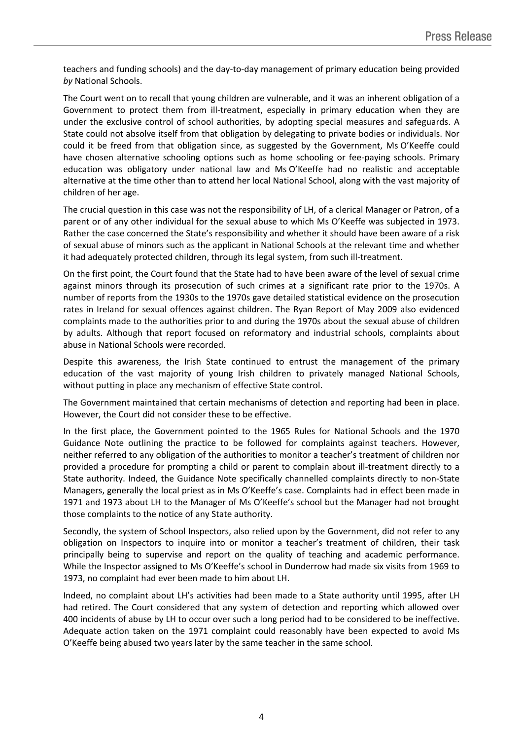teachers and funding schools) and the day-to-day management of primary education being provided *by* National Schools.

The Court went on to recall that young children are vulnerable, and it was an inherent obligation of a Government to protect them from ill-treatment, especially in primary education when they are under the exclusive control of school authorities, by adopting special measures and safeguards. A State could not absolve itself from that obligation by delegating to private bodies or individuals. Nor could it be freed from that obligation since, as suggested by the Government, Ms O'Keeffe could have chosen alternative schooling options such as home schooling or fee-paying schools. Primary education was obligatory under national law and Ms O'Keeffe had no realistic and acceptable alternative at the time other than to attend her local National School, along with the vast majority of children of her age.

The crucial question in this case was not the responsibility of LH, of a clerical Manager or Patron, of a parent or of any other individual for the sexual abuse to which Ms O'Keeffe was subjected in 1973. Rather the case concerned the State's responsibility and whether it should have been aware of a risk of sexual abuse of minors such as the applicant in National Schools at the relevant time and whether it had adequately protected children, through its legal system, from such ill-treatment.

On the first point, the Court found that the State had to have been aware of the level of sexual crime against minors through its prosecution of such crimes at a significant rate prior to the 1970s. A number of reports from the 1930s to the 1970s gave detailed statistical evidence on the prosecution rates in Ireland for sexual offences against children. The Ryan Report of May 2009 also evidenced complaints made to the authorities prior to and during the 1970s about the sexual abuse of children by adults. Although that report focused on reformatory and industrial schools, complaints about abuse in National Schools were recorded.

Despite this awareness, the Irish State continued to entrust the management of the primary education of the vast majority of young Irish children to privately managed National Schools, without putting in place any mechanism of effective State control.

The Government maintained that certain mechanisms of detection and reporting had been in place. However, the Court did not consider these to be effective.

In the first place, the Government pointed to the 1965 Rules for National Schools and the 1970 Guidance Note outlining the practice to be followed for complaints against teachers. However, neither referred to any obligation of the authorities to monitor a teacher's treatment of children nor provided a procedure for prompting a child or parent to complain about ill-treatment directly to a State authority. Indeed, the Guidance Note specifically channelled complaints directly to non-State Managers, generally the local priest as in Ms O'Keeffe's case. Complaints had in effect been made in 1971 and 1973 about LH to the Manager of Ms O'Keeffe's school but the Manager had not brought those complaints to the notice of any State authority.

Secondly, the system of School Inspectors, also relied upon by the Government, did not refer to any obligation on Inspectors to inquire into or monitor a teacher's treatment of children, their task principally being to supervise and report on the quality of teaching and academic performance. While the Inspector assigned to Ms O'Keeffe's school in Dunderrow had made six visits from 1969 to 1973, no complaint had ever been made to him about LH.

Indeed, no complaint about LH's activities had been made to a State authority until 1995, after LH had retired. The Court considered that any system of detection and reporting which allowed over 400 incidents of abuse by LH to occur over such a long period had to be considered to be ineffective. Adequate action taken on the 1971 complaint could reasonably have been expected to avoid Ms O'Keeffe being abused two years later by the same teacher in the same school.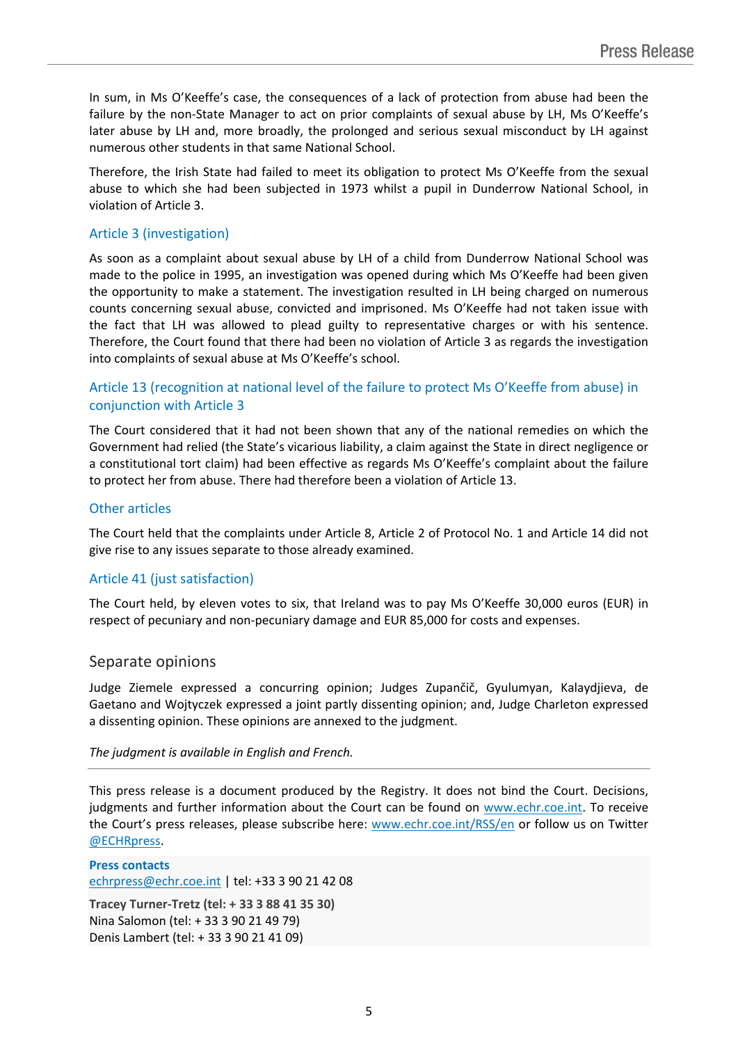In sum, in Ms O'Keeffe's case, the consequences of a lack of protection from abuse had been the failure by the non-State Manager to act on prior complaints of sexual abuse by LH, Ms O'Keeffe's later abuse by LH and, more broadly, the prolonged and serious sexual misconduct by LH against numerous other students in that same National School.

Therefore, the Irish State had failed to meet its obligation to protect Ms O'Keeffe from the sexual abuse to which she had been subjected in 1973 whilst a pupil in Dunderrow National School, in violation of Article 3.

### Article 3 (investigation)

As soon as a complaint about sexual abuse by LH of a child from Dunderrow National School was made to the police in 1995, an investigation was opened during which Ms O'Keeffe had been given the opportunity to make a statement. The investigation resulted in LH being charged on numerous counts concerning sexual abuse, convicted and imprisoned. Ms O'Keeffe had not taken issue with the fact that LH was allowed to plead guilty to representative charges or with his sentence. Therefore, the Court found that there had been no violation of Article 3 as regards the investigation into complaints of sexual abuse at Ms O'Keeffe's school.

### Article 13 (recognition at national level of the failure to protect Ms O'Keeffe from abuse) in conjunction with Article 3

The Court considered that it had not been shown that any of the national remedies on which the Government had relied (the State's vicarious liability, a claim against the State in direct negligence or a constitutional tort claim) had been effective as regards Ms O'Keeffe's complaint about the failure to protect her from abuse. There had therefore been a violation of Article 13.

### Other articles

The Court held that the complaints under Article 8, Article 2 of Protocol No. 1 and Article 14 did not give rise to any issues separate to those already examined.

### Article 41 (just satisfaction)

The Court held, by eleven votes to six, that Ireland was to pay Ms O'Keeffe 30,000 euros (EUR) in respect of pecuniary and non-pecuniary damage and EUR 85,000 for costs and expenses.

## Separate opinions

Judge Ziemele expressed a concurring opinion; Judges Zupančič, Gyulumyan, Kalaydjieva, de Gaetano and Wojtyczek expressed a joint partly dissenting opinion; and, Judge Charleton expressed a dissenting opinion. These opinions are annexed to the judgment.

*The judgment is available in English and French.*

---

This press release is a document produced by the Registry. It does not bind the Court. Decisions, judgments and further information about the Court can be found on www.echr.coe.int. To receive the Court's press releases, please subscribe here: www.echr.coe.int/RSS/en or follow us on Twitter @ECHRpress.

**Press contacts**
echrpress@echr.coe.int | tel: +33 3 90 21 42 08

**Tracey Turner-Tretz (tel: + 33 3 88 41 35 30)**
Nina Salomon (tel: + 33 3 90 21 49 79)
Denis Lambert (tel: + 33 3 90 21 41 09)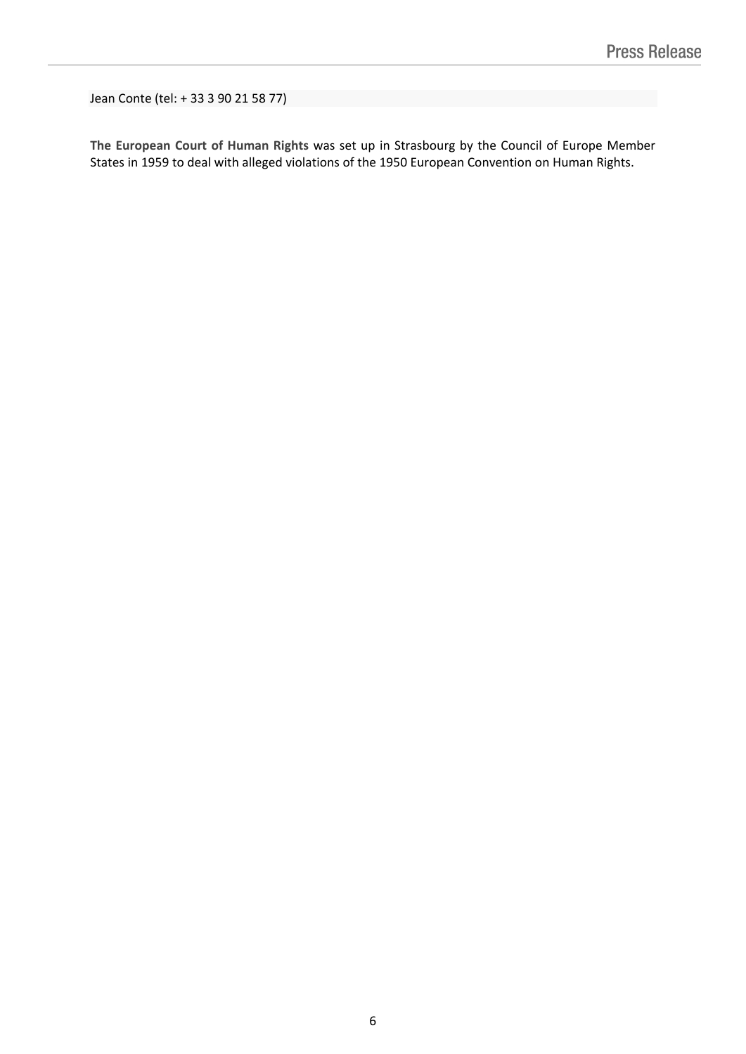Jean Conte (tel: + 33 3 90 21 58 77)

**The European Court of Human Rights** was set up in Strasbourg by the Council of Europe Member States in 1959 to deal with alleged violations of the 1950 European Convention on Human Rights.